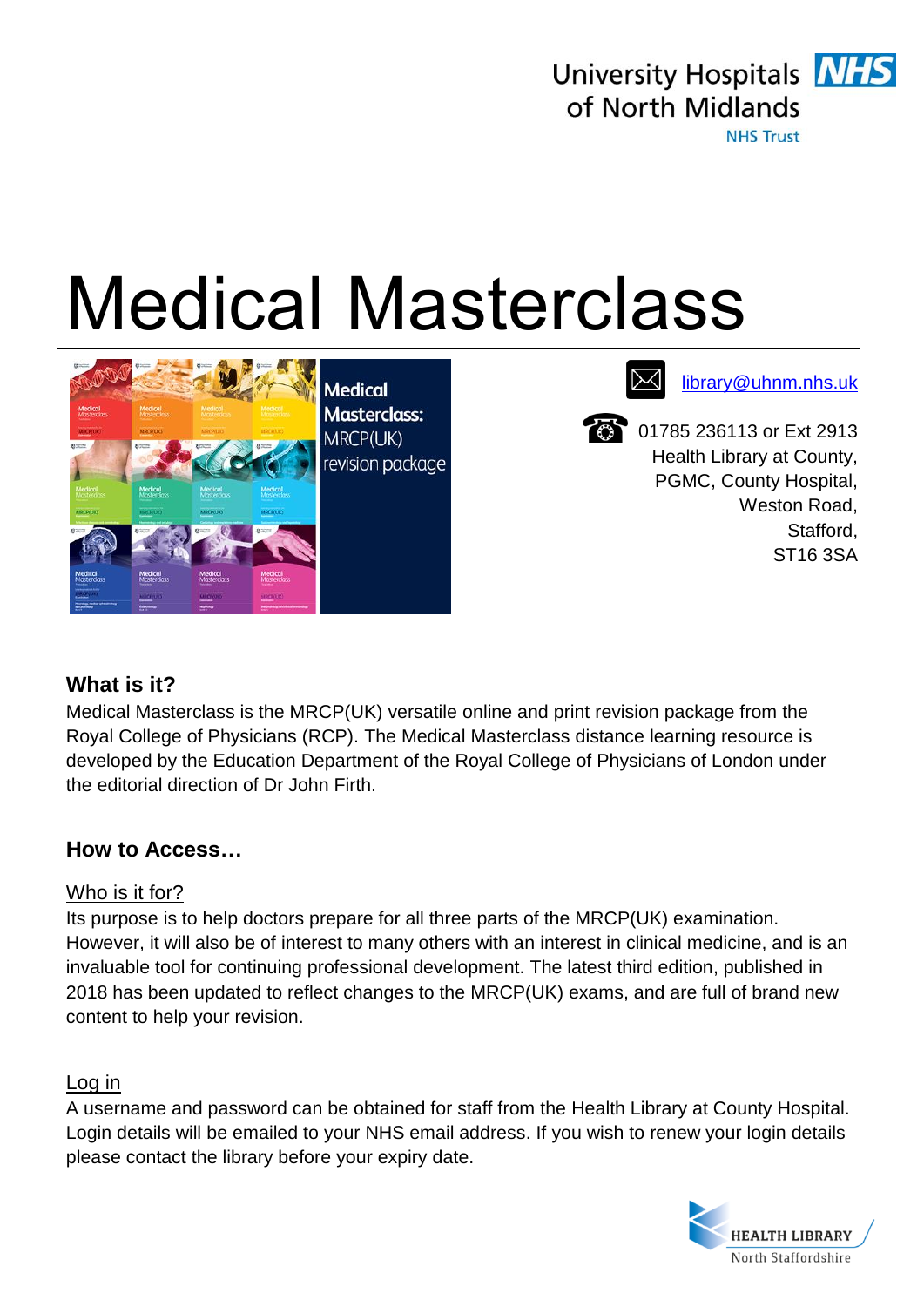University Hospitals of North Midlands NHS Trust

# Medical Masterclass

library@uhnm.nhs.uk

01785 236113 or Ext 2913
Health Library at County,
PGMC, County Hospital,
Weston Road,
Stafford,
ST16 3SA

### What is it?

Medical Masterclass is the MRCP(UK) versatile online and print revision package from the Royal College of Physicians (RCP). The Medical Masterclass distance learning resource is developed by the Education Department of the Royal College of Physicians of London under the editorial direction of Dr John Firth.

### How to Access…

Who is it for?

Its purpose is to help doctors prepare for all three parts of the MRCP(UK) examination. However, it will also be of interest to many others with an interest in clinical medicine, and is an invaluable tool for continuing professional development. The latest third edition, published in 2018 has been updated to reflect changes to the MRCP(UK) exams, and are full of brand new content to help your revision.

Log in

A username and password can be obtained for staff from the Health Library at County Hospital. Login details will be emailed to your NHS email address. If you wish to renew your login details please contact the library before your expiry date.

HEALTH LIBRARY
North Staffordshire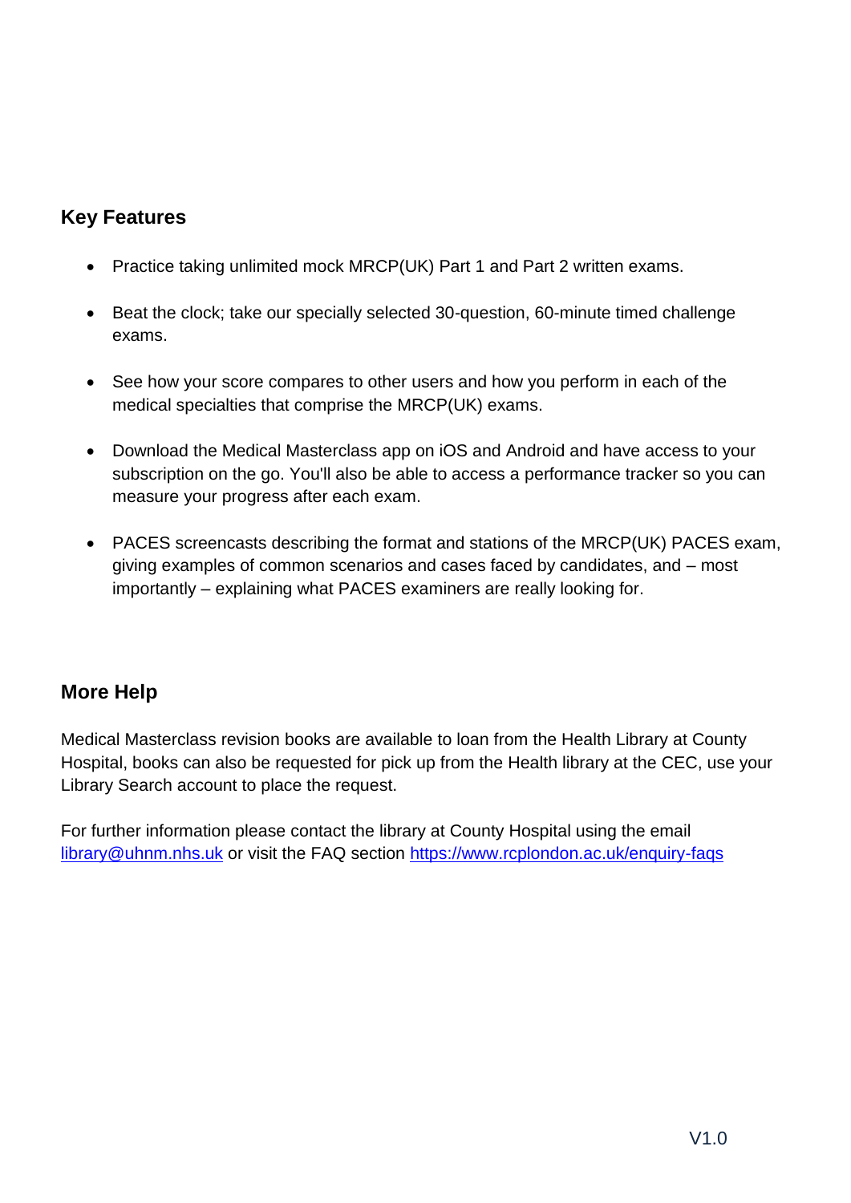## Key Features

- Practice taking unlimited mock MRCP(UK) Part 1 and Part 2 written exams.
- Beat the clock; take our specially selected 30-question, 60-minute timed challenge exams.
- See how your score compares to other users and how you perform in each of the medical specialties that comprise the MRCP(UK) exams.
- Download the Medical Masterclass app on iOS and Android and have access to your subscription on the go. You'll also be able to access a performance tracker so you can measure your progress after each exam.
- PACES screencasts describing the format and stations of the MRCP(UK) PACES exam, giving examples of common scenarios and cases faced by candidates, and – most importantly – explaining what PACES examiners are really looking for.

## More Help

Medical Masterclass revision books are available to loan from the Health Library at County Hospital, books can also be requested for pick up from the Health library at the CEC, use your Library Search account to place the request.

For further information please contact the library at County Hospital using the email [library@uhnm.nhs.uk](mailto:library@uhnm.nhs.uk) or visit the FAQ section [https://www.rcplondon.ac.uk/enquiry-faqs](https://www.rcplondon.ac.uk/enquiry-faqs)

V1.0